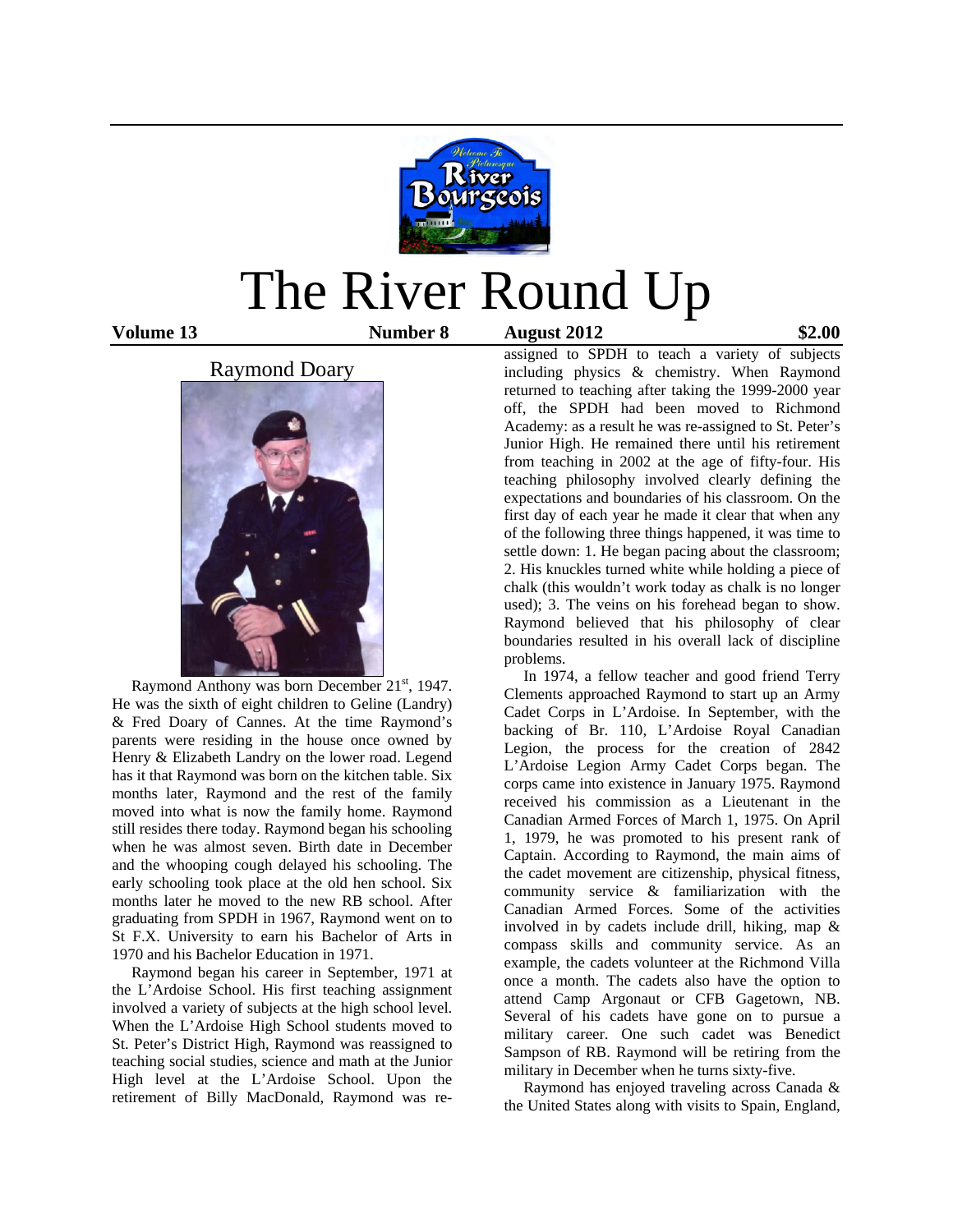# The River Round Up

**Volume 13** **Number 8** **August 2012** **$2.00**

## Raymond Doary

Raymond Anthony was born December 21st, 1947. He was the sixth of eight children to Geline (Landry) & Fred Doary of Cannes. At the time Raymond's parents were residing in the house once owned by Henry & Elizabeth Landry on the lower road. Legend has it that Raymond was born on the kitchen table. Six months later, Raymond and the rest of the family moved into what is now the family home. Raymond still resides there today. Raymond began his schooling when he was almost seven. Birth date in December and the whooping cough delayed his schooling. The early schooling took place at the old hen school. Six months later he moved to the new RB school. After graduating from SPDH in 1967, Raymond went on to St F.X. University to earn his Bachelor of Arts in 1970 and his Bachelor Education in 1971.

Raymond began his career in September, 1971 at the L'Ardoise School. His first teaching assignment involved a variety of subjects at the high school level. When the L'Ardoise High School students moved to St. Peter's District High, Raymond was reassigned to teaching social studies, science and math at the Junior High level at the L'Ardoise School. Upon the retirement of Billy MacDonald, Raymond was re-assigned to SPDH to teach a variety of subjects including physics & chemistry. When Raymond returned to teaching after taking the 1999-2000 year off, the SPDH had been moved to Richmond Academy: as a result he was re-assigned to St. Peter's Junior High. He remained there until his retirement from teaching in 2002 at the age of fifty-four. His teaching philosophy involved clearly defining the expectations and boundaries of his classroom. On the first day of each year he made it clear that when any of the following three things happened, it was time to settle down: 1. He began pacing about the classroom; 2. His knuckles turned white while holding a piece of chalk (this wouldn't work today as chalk is no longer used); 3. The veins on his forehead began to show. Raymond believed that his philosophy of clear boundaries resulted in his overall lack of discipline problems.

In 1974, a fellow teacher and good friend Terry Clements approached Raymond to start up an Army Cadet Corps in L'Ardoise. In September, with the backing of Br. 110, L'Ardoise Royal Canadian Legion, the process for the creation of 2842 L'Ardoise Legion Army Cadet Corps began. The corps came into existence in January 1975. Raymond received his commission as a Lieutenant in the Canadian Armed Forces of March 1, 1975. On April 1, 1979, he was promoted to his present rank of Captain. According to Raymond, the main aims of the cadet movement are citizenship, physical fitness, community service & familiarization with the Canadian Armed Forces. Some of the activities involved in by cadets include drill, hiking, map & compass skills and community service. As an example, the cadets volunteer at the Richmond Villa once a month. The cadets also have the option to attend Camp Argonaut or CFB Gagetown, NB. Several of his cadets have gone on to pursue a military career. One such cadet was Benedict Sampson of RB. Raymond will be retiring from the military in December when he turns sixty-five.

Raymond has enjoyed traveling across Canada & the United States along with visits to Spain, England,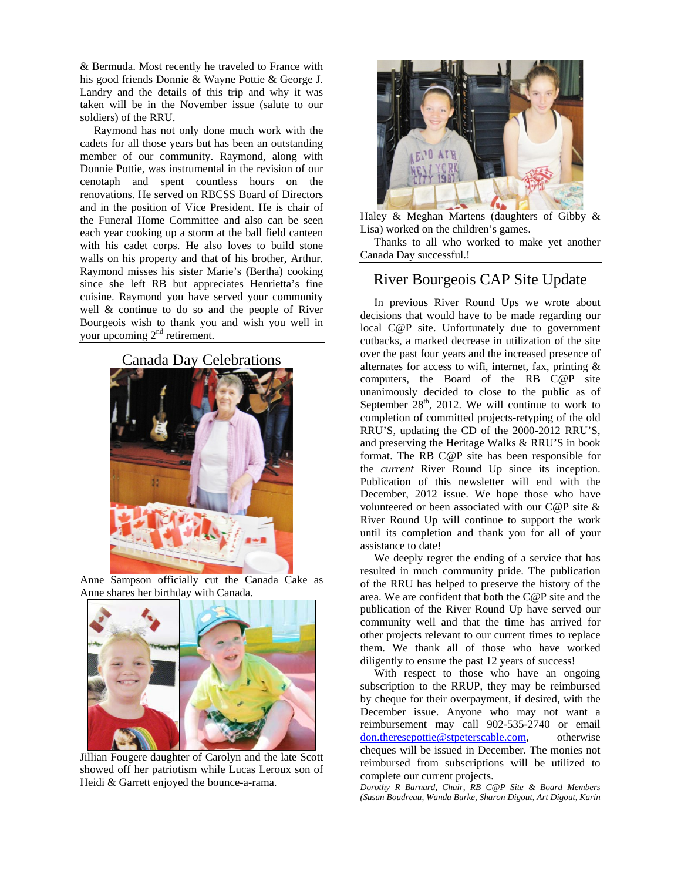& Bermuda. Most recently he traveled to France with his good friends Donnie & Wayne Pottie & George J. Landry and the details of this trip and why it was taken will be in the November issue (salute to our soldiers) of the RRU.

Raymond has not only done much work with the cadets for all those years but has been an outstanding member of our community. Raymond, along with Donnie Pottie, was instrumental in the revision of our cenotaph and spent countless hours on the renovations. He served on RBCSS Board of Directors and in the position of Vice President. He is chair of the Funeral Home Committee and also can be seen each year cooking up a storm at the ball field canteen with his cadet corps. He also loves to build stone walls on his property and that of his brother, Arthur. Raymond misses his sister Marie's (Bertha) cooking since she left RB but appreciates Henrietta's fine cuisine. Raymond you have served your community well & continue to do so and the people of River Bourgeois wish to thank you and wish you well in your upcoming 2nd retirement.

## Canada Day Celebrations

Anne Sampson officially cut the Canada Cake as Anne shares her birthday with Canada.

Jillian Fougere daughter of Carolyn and the late Scott showed off her patriotism while Lucas Leroux son of Heidi & Garrett enjoyed the bounce-a-rama.

Haley & Meghan Martens (daughters of Gibby & Lisa) worked on the children's games.

Thanks to all who worked to make yet another Canada Day successful.!

## River Bourgeois CAP Site Update

In previous River Round Ups we wrote about decisions that would have to be made regarding our local C@P site. Unfortunately due to government cutbacks, a marked decrease in utilization of the site over the past four years and the increased presence of alternates for access to wifi, internet, fax, printing & computers, the Board of the RB C@P site unanimously decided to close to the public as of September 28th, 2012. We will continue to work to completion of committed projects-retyping of the old RRU'S, updating the CD of the 2000-2012 RRU'S, and preserving the Heritage Walks & RRU'S in book format. The RB C@P site has been responsible for the *current* River Round Up since its inception. Publication of this newsletter will end with the December, 2012 issue. We hope those who have volunteered or been associated with our C@P site & River Round Up will continue to support the work until its completion and thank you for all of your assistance to date!

We deeply regret the ending of a service that has resulted in much community pride. The publication of the RRU has helped to preserve the history of the area. We are confident that both the C@P site and the publication of the River Round Up have served our community well and that the time has arrived for other projects relevant to our current times to replace them. We thank all of those who have worked diligently to ensure the past 12 years of success!

With respect to those who have an ongoing subscription to the RRUP, they may be reimbursed by cheque for their overpayment, if desired, with the December issue. Anyone who may not want a reimbursement may call 902-535-2740 or email don.theresepottie@stpeterscable.com, otherwise cheques will be issued in December. The monies not reimbursed from subscriptions will be utilized to complete our current projects.

*Dorothy R Barnard, Chair, RB C@P Site & Board Members (Susan Boudreau, Wanda Burke, Sharon Digout, Art Digout, Karin*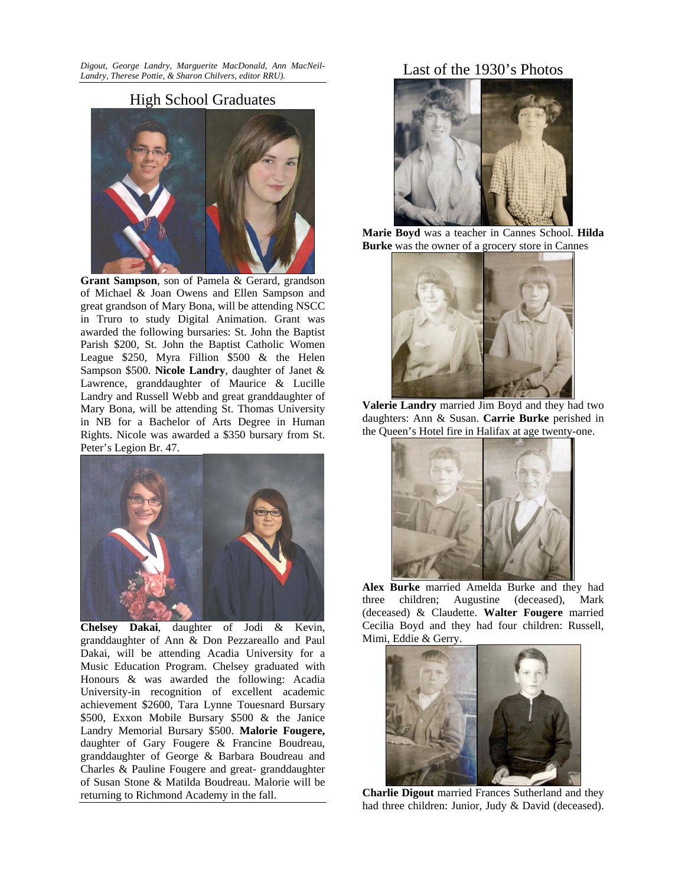*Digout, George Landry, Marguerite MacDonald, Ann MacNeil-Landry, Therese Pottie, & Sharon Chilvers, editor RRU).*

## High School Graduates

**Grant Sampson**, son of Pamela & Gerard, grandson of Michael & Joan Owens and Ellen Sampson and great grandson of Mary Bona, will be attending NSCC in Truro to study Digital Animation. Grant was awarded the following bursaries: St. John the Baptist Parish $200, St. John the Baptist Catholic Women League $250, Myra Fillion $500 & the Helen Sampson $500. **Nicole Landry**, daughter of Janet & Lawrence, granddaughter of Maurice & Lucille Landry and Russell Webb and great granddaughter of Mary Bona, will be attending St. Thomas University in NB for a Bachelor of Arts Degree in Human Rights. Nicole was awarded a $350 bursary from St. Peter's Legion Br. 47.

**Chelsey Dakai**, daughter of Jodi & Kevin, granddaughter of Ann & Don Pezzareallo and Paul Dakai, will be attending Acadia University for a Music Education Program. Chelsey graduated with Honours & was awarded the following: Acadia University-in recognition of excellent academic achievement $2600, Tara Lynne Touesnard Bursary $500, Exxon Mobile Bursary $500 & the Janice Landry Memorial Bursary $500. **Malorie Fougere,** daughter of Gary Fougere & Francine Boudreau, granddaughter of George & Barbara Boudreau and Charles & Pauline Fougere and great- granddaughter of Susan Stone & Matilda Boudreau. Malorie will be returning to Richmond Academy in the fall.

## Last of the 1930's Photos

**Marie Boyd** was a teacher in Cannes School. **Hilda Burke** was the owner of a grocery store in Cannes

**Valerie Landry** married Jim Boyd and they had two daughters: Ann & Susan. **Carrie Burke** perished in the Queen's Hotel fire in Halifax at age twenty-one.

**Alex Burke** married Amelda Burke and they had three children; Augustine (deceased), Mark (deceased) & Claudette. **Walter Fougere** married Cecilia Boyd and they had four children: Russell, Mimi, Eddie & Gerry.

**Charlie Digout** married Frances Sutherland and they had three children: Junior, Judy & David (deceased).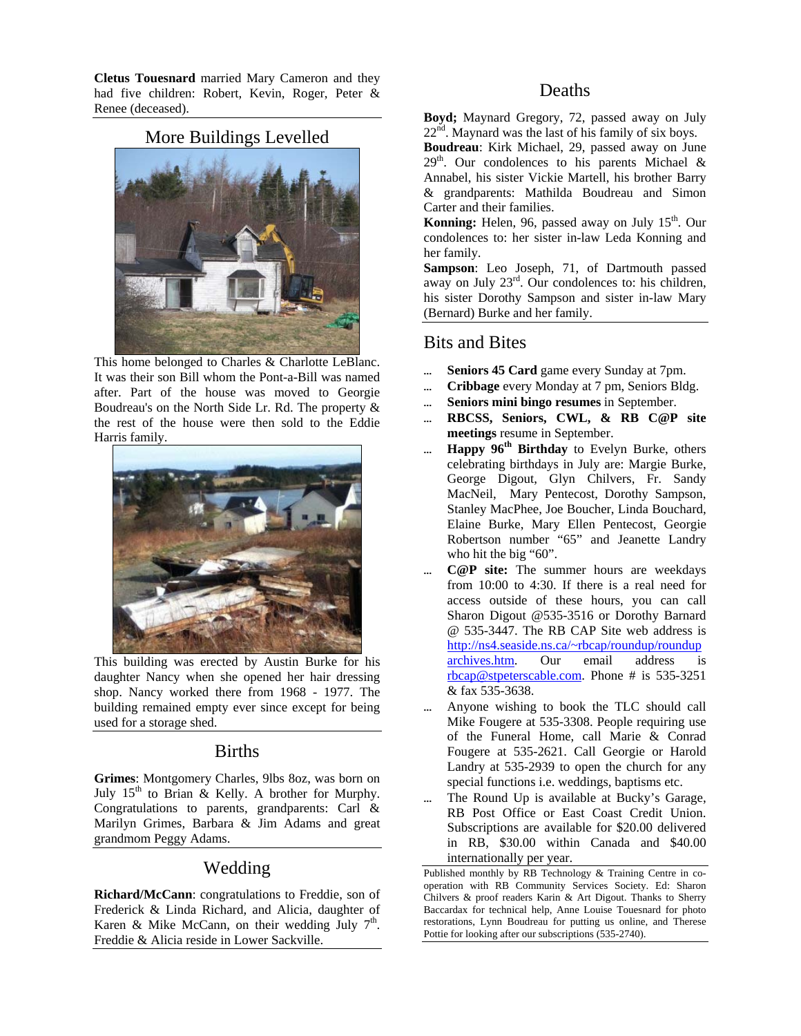**Cletus Touesnard** married Mary Cameron and they had five children: Robert, Kevin, Roger, Peter & Renee (deceased).

## More Buildings Levelled

This home belonged to Charles & Charlotte LeBlanc. It was their son Bill whom the Pont-a-Bill was named after. Part of the house was moved to Georgie Boudreau's on the North Side Lr. Rd. The property & the rest of the house were then sold to the Eddie Harris family.

This building was erected by Austin Burke for his daughter Nancy when she opened her hair dressing shop. Nancy worked there from 1968 - 1977. The building remained empty ever since except for being used for a storage shed.

## Births

**Grimes**: Montgomery Charles, 9lbs 8oz, was born on July 15th to Brian & Kelly. A brother for Murphy. Congratulations to parents, grandparents: Carl & Marilyn Grimes, Barbara & Jim Adams and great grandmom Peggy Adams.

## Wedding

**Richard/McCann**: congratulations to Freddie, son of Frederick & Linda Richard, and Alicia, daughter of Karen & Mike McCann, on their wedding July 7th. Freddie & Alicia reside in Lower Sackville.

## Deaths

**Boyd;** Maynard Gregory, 72, passed away on July 22nd. Maynard was the last of his family of six boys.

**Boudreau**: Kirk Michael, 29, passed away on June 29th. Our condolences to his parents Michael & Annabel, his sister Vickie Martell, his brother Barry & grandparents: Mathilda Boudreau and Simon Carter and their families.

**Konning:** Helen, 96, passed away on July 15th. Our condolences to: her sister in-law Leda Konning and her family.

**Sampson**: Leo Joseph, 71, of Dartmouth passed away on July 23rd. Our condolences to: his children, his sister Dorothy Sampson and sister in-law Mary (Bernard) Burke and her family.

## Bits and Bites

- **Seniors 45 Card** game every Sunday at 7pm.
- **Cribbage** every Monday at 7 pm, Seniors Bldg.
- **Seniors mini bingo resumes** in September.
- **RBCSS, Seniors, CWL, & RB C@P site meetings** resume in September.
- **Happy 96th Birthday** to Evelyn Burke, others celebrating birthdays in July are: Margie Burke, George Digout, Glyn Chilvers, Fr. Sandy MacNeil, Mary Pentecost, Dorothy Sampson, Stanley MacPhee, Joe Boucher, Linda Bouchard, Elaine Burke, Mary Ellen Pentecost, Georgie Robertson number "65" and Jeanette Landry who hit the big "60".
- **C@P site:** The summer hours are weekdays from 10:00 to 4:30. If there is a real need for access outside of these hours, you can call Sharon Digout @535-3516 or Dorothy Barnard @ 535-3447. The RB CAP Site web address is http://ns4.seaside.ns.ca/~rbcap/roundup/roundup archives.htm. Our email address is rbcap@stpeterscable.com. Phone # is 535-3251 & fax 535-3638.
- Anyone wishing to book the TLC should call Mike Fougere at 535-3308. People requiring use of the Funeral Home, call Marie & Conrad Fougere at 535-2621. Call Georgie or Harold Landry at 535-2939 to open the church for any special functions i.e. weddings, baptisms etc.
- The Round Up is available at Bucky's Garage, RB Post Office or East Coast Credit Union. Subscriptions are available for $20.00 delivered in RB, $30.00 within Canada and $40.00 internationally per year.

Published monthly by RB Technology & Training Centre in co-operation with RB Community Services Society. Ed: Sharon Chilvers & proof readers Karin & Art Digout. Thanks to Sherry Baccardax for technical help, Anne Louise Touesnard for photo restorations, Lynn Boudreau for putting us online, and Therese Pottie for looking after our subscriptions (535-2740).